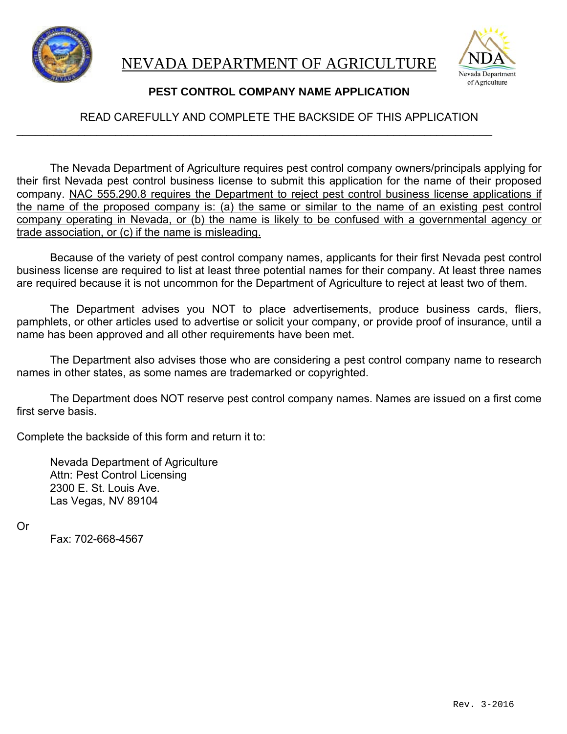# NEVADA DEPARTMENT OF AGRICULTURE

## PEST CONTROL COMPANY NAME APPLICATION

READ CAREFULLY AND COMPLETE THE BACKSIDE OF THIS APPLICATION

---

The Nevada Department of Agriculture requires pest control company owners/principals applying for their first Nevada pest control business license to submit this application for the name of their proposed company. NAC 555.290.8 requires the Department to reject pest control business license applications if the name of the proposed company is: (a) the same or similar to the name of an existing pest control company operating in Nevada, or (b) the name is likely to be confused with a governmental agency or trade association, or (c) if the name is misleading.

Because of the variety of pest control company names, applicants for their first Nevada pest control business license are required to list at least three potential names for their company. At least three names are required because it is not uncommon for the Department of Agriculture to reject at least two of them.

The Department advises you NOT to place advertisements, produce business cards, fliers, pamphlets, or other articles used to advertise or solicit your company, or provide proof of insurance, until a name has been approved and all other requirements have been met.

The Department also advises those who are considering a pest control company name to research names in other states, as some names are trademarked or copyrighted.

The Department does NOT reserve pest control company names. Names are issued on a first come first serve basis.

Complete the backside of this form and return it to:

Nevada Department of Agriculture
Attn: Pest Control Licensing
2300 E. St. Louis Ave.
Las Vegas, NV 89104

Or

Fax: 702-668-4567

Rev. 3-2016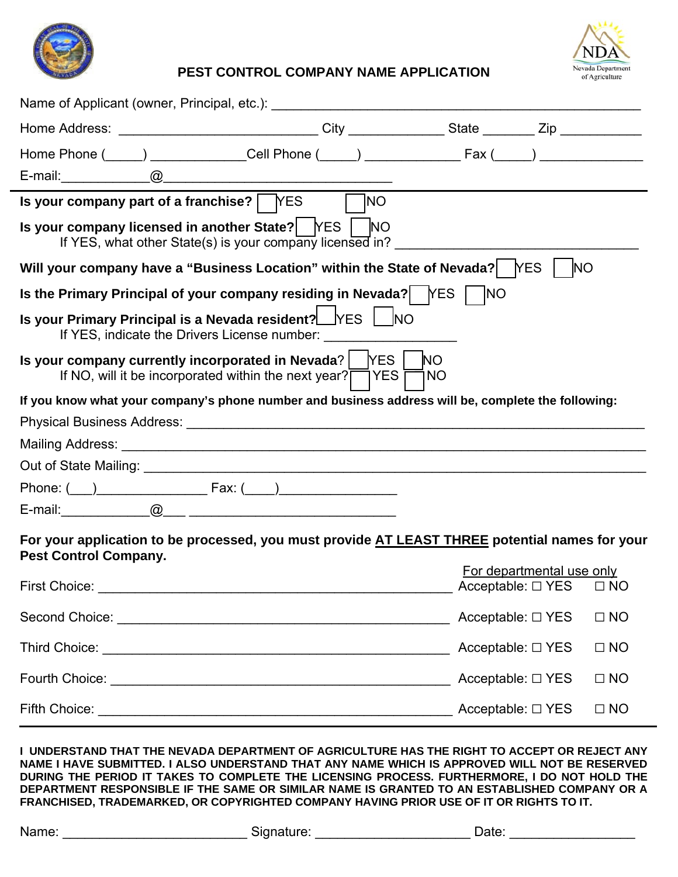# PEST CONTROL COMPANY NAME APPLICATION

Name of Applicant (owner, Principal, etc.): ___________________________________________________

Home Address: ___________________________ City _____________ State _______ Zip ___________

Home Phone (_____) _____________Cell Phone (_____) _____________ Fax (_____) ______________

E-mail:____________@______________________________

---

**Is your company part of a franchise?** ☐ YES ☐ NO

**Is your company licensed in another State?** ☐ YES ☐ NO
If YES, what other State(s) is your company licensed in? __________________________________

**Will your company have a "Business Location" within the State of Nevada?** ☐ YES ☐ NO

**Is the Primary Principal of your company residing in Nevada?** ☐ YES ☐ NO

**Is your Primary Principal is a Nevada resident?** ☐ YES ☐ NO
If YES, indicate the Drivers License number: __________________

**Is your company currently incorporated in Nevada**? ☐ YES ☐ NO
If NO, will it be incorporated within the next year? ☐ YES ☐ NO

**If you know what your company's phone number and business address will be, complete the following:**

Physical Business Address: ______________________________________________________________

Mailing Address: _______________________________________________________________________

Out of State Mailing: ___________________________________________________________________

Phone: (___)_______________ Fax: (____)________________

E-mail:____________@___ ____________________________

**For your application to be processed, you must provide AT LEAST THREE potential names for your Pest Control Company.**

For departmental use only

First Choice: _________________________________________________ Acceptable: ☐ YES ☐ NO

Second Choice: ______________________________________________ Acceptable: ☐ YES ☐ NO

Third Choice: ________________________________________________ Acceptable: ☐ YES ☐ NO

Fourth Choice: _______________________________________________ Acceptable: ☐ YES ☐ NO

Fifth Choice: ________________________________________________ Acceptable: ☐ YES ☐ NO

---

**I UNDERSTAND THAT THE NEVADA DEPARTMENT OF AGRICULTURE HAS THE RIGHT TO ACCEPT OR REJECT ANY NAME I HAVE SUBMITTED. I ALSO UNDERSTAND THAT ANY NAME WHICH IS APPROVED WILL NOT BE RESERVED DURING THE PERIOD IT TAKES TO COMPLETE THE LICENSING PROCESS. FURTHERMORE, I DO NOT HOLD THE DEPARTMENT RESPONSIBLE IF THE SAME OR SIMILAR NAME IS GRANTED TO AN ESTABLISHED COMPANY OR A FRANCHISED, TRADEMARKED, OR COPYRIGHTED COMPANY HAVING PRIOR USE OF IT OR RIGHTS TO IT.**

Name: _________________________ Signature: _____________________ Date: _________________